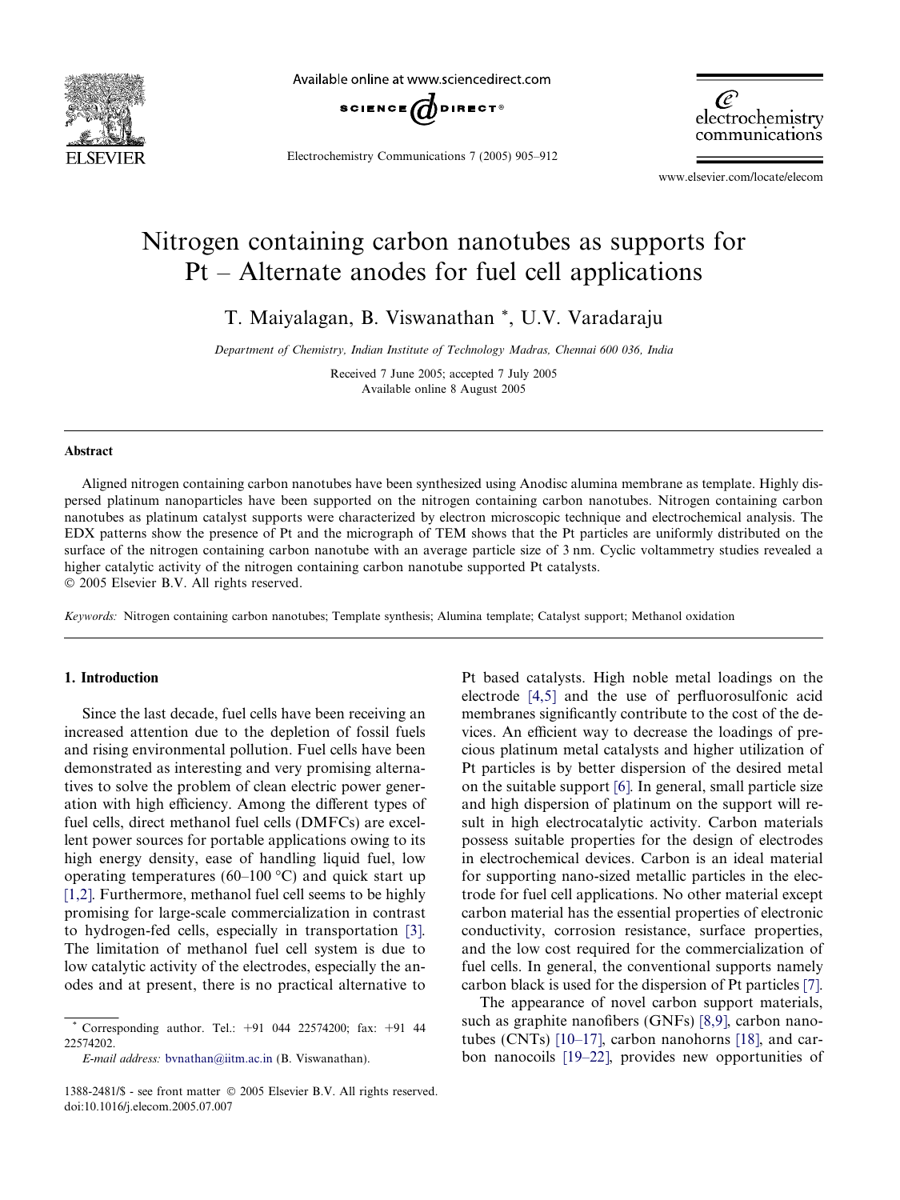# Nitrogen containing carbon nanotubes as supports for Pt – Alternate anodes for fuel cell applications

T. Maiyalagan, B. Viswanathan *, U.V. Varadaraju

*Department of Chemistry, Indian Institute of Technology Madras, Chennai 600 036, India*

Received 7 June 2005; accepted 7 July 2005
Available online 8 August 2005

## Abstract

Aligned nitrogen containing carbon nanotubes have been synthesized using Anodisc alumina membrane as template. Highly dispersed platinum nanoparticles have been supported on the nitrogen containing carbon nanotubes. Nitrogen containing carbon nanotubes as platinum catalyst supports were characterized by electron microscopic technique and electrochemical analysis. The EDX patterns show the presence of Pt and the micrograph of TEM shows that the Pt particles are uniformly distributed on the surface of the nitrogen containing carbon nanotube with an average particle size of 3 nm. Cyclic voltammetry studies revealed a higher catalytic activity of the nitrogen containing carbon nanotube supported Pt catalysts.
© 2005 Elsevier B.V. All rights reserved.

*Keywords:* Nitrogen containing carbon nanotubes; Template synthesis; Alumina template; Catalyst support; Methanol oxidation

## 1. Introduction

Since the last decade, fuel cells have been receiving an increased attention due to the depletion of fossil fuels and rising environmental pollution. Fuel cells have been demonstrated as interesting and very promising alternatives to solve the problem of clean electric power generation with high efficiency. Among the different types of fuel cells, direct methanol fuel cells (DMFCs) are excellent power sources for portable applications owing to its high energy density, ease of handling liquid fuel, low operating temperatures (60–100 °C) and quick start up [1,2]. Furthermore, methanol fuel cell seems to be highly promising for large-scale commercialization in contrast to hydrogen-fed cells, especially in transportation [3]. The limitation of methanol fuel cell system is due to low catalytic activity of the electrodes, especially the anodes and at present, there is no practical alternative to Pt based catalysts. High noble metal loadings on the electrode [4,5] and the use of perfluorosulfonic acid membranes significantly contribute to the cost of the devices. An efficient way to decrease the loadings of precious platinum metal catalysts and higher utilization of Pt particles is by better dispersion of the desired metal on the suitable support [6]. In general, small particle size and high dispersion of platinum on the support will result in high electrocatalytic activity. Carbon materials possess suitable properties for the design of electrodes in electrochemical devices. Carbon is an ideal material for supporting nano-sized metallic particles in the electrode for fuel cell applications. No other material except carbon material has the essential properties of electronic conductivity, corrosion resistance, surface properties, and the low cost required for the commercialization of fuel cells. In general, the conventional supports namely carbon black is used for the dispersion of Pt particles [7].

The appearance of novel carbon support materials, such as graphite nanofibers (GNFs) [8,9], carbon nanotubes (CNTs) [10–17], carbon nanohorns [18], and carbon nanocoils [19–22], provides new opportunities of

* Corresponding author. Tel.: +91 044 22574200; fax: +91 44 22574202.
*E-mail address:* bvnathan@iitm.ac.in (B. Viswanathan).

1388-2481/$ - see front matter © 2005 Elsevier B.V. All rights reserved.
doi:10.1016/j.elecom.2005.07.007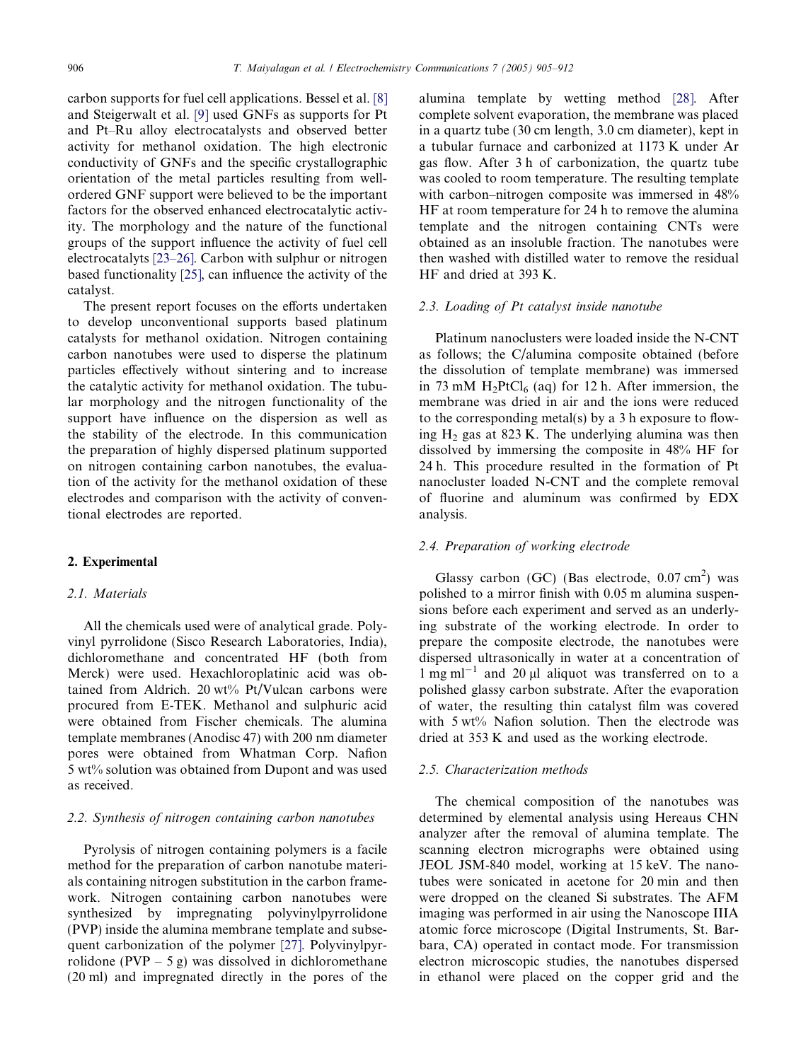carbon supports for fuel cell applications. Bessel et al. [8] and Steigerwalt et al. [9] used GNFs as supports for Pt and Pt–Ru alloy electrocatalysts and observed better activity for methanol oxidation. The high electronic conductivity of GNFs and the specific crystallographic orientation of the metal particles resulting from well-ordered GNF support were believed to be the important factors for the observed enhanced electrocatalytic activity. The morphology and the nature of the functional groups of the support influence the activity of fuel cell electrocatalysts [23–26]. Carbon with sulphur or nitrogen based functionality [25], can influence the activity of the catalyst.

The present report focuses on the efforts undertaken to develop unconventional supports based platinum catalysts for methanol oxidation. Nitrogen containing carbon nanotubes were used to disperse the platinum particles effectively without sintering and to increase the catalytic activity for methanol oxidation. The tubular morphology and the nitrogen functionality of the support have influence on the dispersion as well as the stability of the electrode. In this communication the preparation of highly dispersed platinum supported on nitrogen containing carbon nanotubes, the evaluation of the activity for the methanol oxidation of these electrodes and comparison with the activity of conventional electrodes are reported.

## 2. Experimental

### 2.1. Materials

All the chemicals used were of analytical grade. Polyvinyl pyrrolidone (Sisco Research Laboratories, India), dichloromethane and concentrated HF (both from Merck) were used. Hexachloroplatinic acid was obtained from Aldrich. 20 wt% Pt/Vulcan carbons were procured from E-TEK. Methanol and sulphuric acid were obtained from Fischer chemicals. The alumina template membranes (Anodisc 47) with 200 nm diameter pores were obtained from Whatman Corp. Nafion 5 wt% solution was obtained from Dupont and was used as received.

### 2.2. Synthesis of nitrogen containing carbon nanotubes

Pyrolysis of nitrogen containing polymers is a facile method for the preparation of carbon nanotube materials containing nitrogen substitution in the carbon framework. Nitrogen containing carbon nanotubes were synthesized by impregnating polyvinylpyrrolidone (PVP) inside the alumina membrane template and subsequent carbonization of the polymer [27]. Polyvinylpyrrolidone (PVP – 5 g) was dissolved in dichloromethane (20 ml) and impregnated directly in the pores of the alumina template by wetting method [28]. After complete solvent evaporation, the membrane was placed in a quartz tube (30 cm length, 3.0 cm diameter), kept in a tubular furnace and carbonized at 1173 K under Ar gas flow. After 3 h of carbonization, the quartz tube was cooled to room temperature. The resulting template with carbon–nitrogen composite was immersed in 48% HF at room temperature for 24 h to remove the alumina template and the nitrogen containing CNTs were obtained as an insoluble fraction. The nanotubes were then washed with distilled water to remove the residual HF and dried at 393 K.

### 2.3. Loading of Pt catalyst inside nanotube

Platinum nanoclusters were loaded inside the N-CNT as follows; the C/alumina composite obtained (before the dissolution of template membrane) was immersed in 73 mM $H_2PtCl_6$ (aq) for 12 h. After immersion, the membrane was dried in air and the ions were reduced to the corresponding metal(s) by a 3 h exposure to flowing $H_2$ gas at 823 K. The underlying alumina was then dissolved by immersing the composite in 48% HF for 24 h. This procedure resulted in the formation of Pt nanocluster loaded N-CNT and the complete removal of fluorine and aluminum was confirmed by EDX analysis.

### 2.4. Preparation of working electrode

Glassy carbon (GC) (Bas electrode, 0.07 $cm^2$) was polished to a mirror finish with 0.05 m alumina suspensions before each experiment and served as an underlying substrate of the working electrode. In order to prepare the composite electrode, the nanotubes were dispersed ultrasonically in water at a concentration of 1 mg $ml^{-1}$ and 20 μl aliquot was transferred on to a polished glassy carbon substrate. After the evaporation of water, the resulting thin catalyst film was covered with 5 wt% Nafion solution. Then the electrode was dried at 353 K and used as the working electrode.

### 2.5. Characterization methods

The chemical composition of the nanotubes was determined by elemental analysis using Hereaus CHN analyzer after the removal of alumina template. The scanning electron micrographs were obtained using JEOL JSM-840 model, working at 15 keV. The nanotubes were sonicated in acetone for 20 min and then were dropped on the cleaned Si substrates. The AFM imaging was performed in air using the Nanoscope IIIA atomic force microscope (Digital Instruments, St. Barbara, CA) operated in contact mode. For transmission electron microscopic studies, the nanotubes dispersed in ethanol were placed on the copper grid and the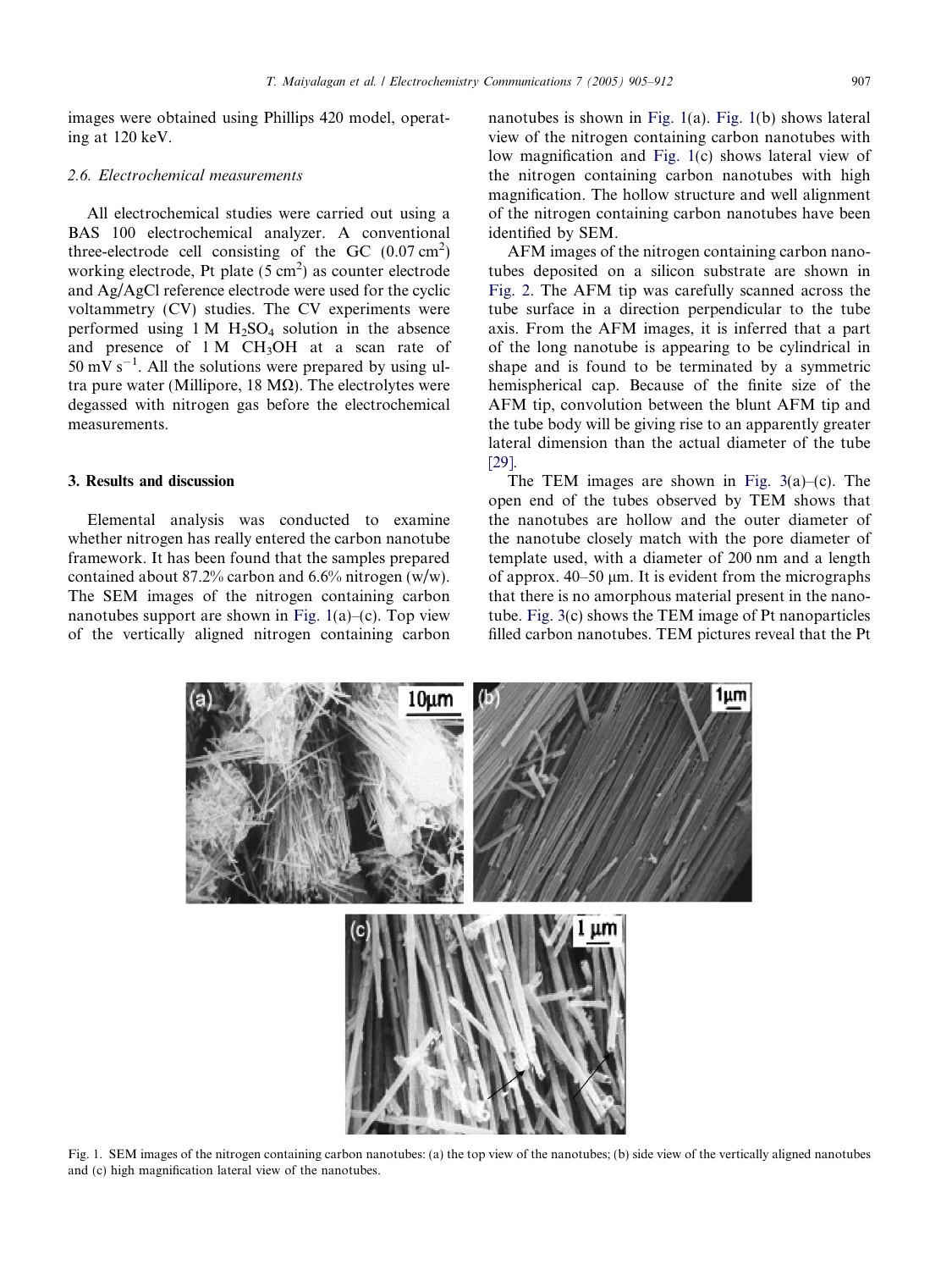images were obtained using Phillips 420 model, operating at 120 keV.

### 2.6. Electrochemical measurements

All electrochemical studies were carried out using a BAS 100 electrochemical analyzer. A conventional three-electrode cell consisting of the GC ($0.07\ cm^2$) working electrode, Pt plate ($5\ cm^2$) as counter electrode and Ag/AgCl reference electrode were used for the cyclic voltammetry (CV) studies. The CV experiments were performed using 1 M $H_2SO_4$ solution in the absence and presence of 1 M $CH_3OH$ at a scan rate of $50\ mV\ s^{-1}$. All the solutions were prepared by using ultra pure water (Millipore, 18 MΩ). The electrolytes were degassed with nitrogen gas before the electrochemical measurements.

## 3. Results and discussion

Elemental analysis was conducted to examine whether nitrogen has really entered the carbon nanotube framework. It has been found that the samples prepared contained about 87.2% carbon and 6.6% nitrogen (w/w). The SEM images of the nitrogen containing carbon nanotubes support are shown in Fig. 1(a)–(c). Top view of the vertically aligned nitrogen containing carbon nanotubes is shown in Fig. 1(a). Fig. 1(b) shows lateral view of the nitrogen containing carbon nanotubes with low magnification and Fig. 1(c) shows lateral view of the nitrogen containing carbon nanotubes with high magnification. The hollow structure and well alignment of the nitrogen containing carbon nanotubes have been identified by SEM.

AFM images of the nitrogen containing carbon nanotubes deposited on a silicon substrate are shown in Fig. 2. The AFM tip was carefully scanned across the tube surface in a direction perpendicular to the tube axis. From the AFM images, it is inferred that a part of the long nanotube is appearing to be cylindrical in shape and is found to be terminated by a symmetric hemispherical cap. Because of the finite size of the AFM tip, convolution between the blunt AFM tip and the tube body will be giving rise to an apparently greater lateral dimension than the actual diameter of the tube [29].

The TEM images are shown in Fig. 3(a)–(c). The open end of the tubes observed by TEM shows that the nanotubes are hollow and the outer diameter of the nanotube closely match with the pore diameter of template used, with a diameter of 200 nm and a length of approx. 40–50 μm. It is evident from the micrographs that there is no amorphous material present in the nanotube. Fig. 3(c) shows the TEM image of Pt nanoparticles filled carbon nanotubes. TEM pictures reveal that the Pt

Fig. 1. SEM images of the nitrogen containing carbon nanotubes: (a) the top view of the nanotubes; (b) side view of the vertically aligned nanotubes and (c) high magnification lateral view of the nanotubes.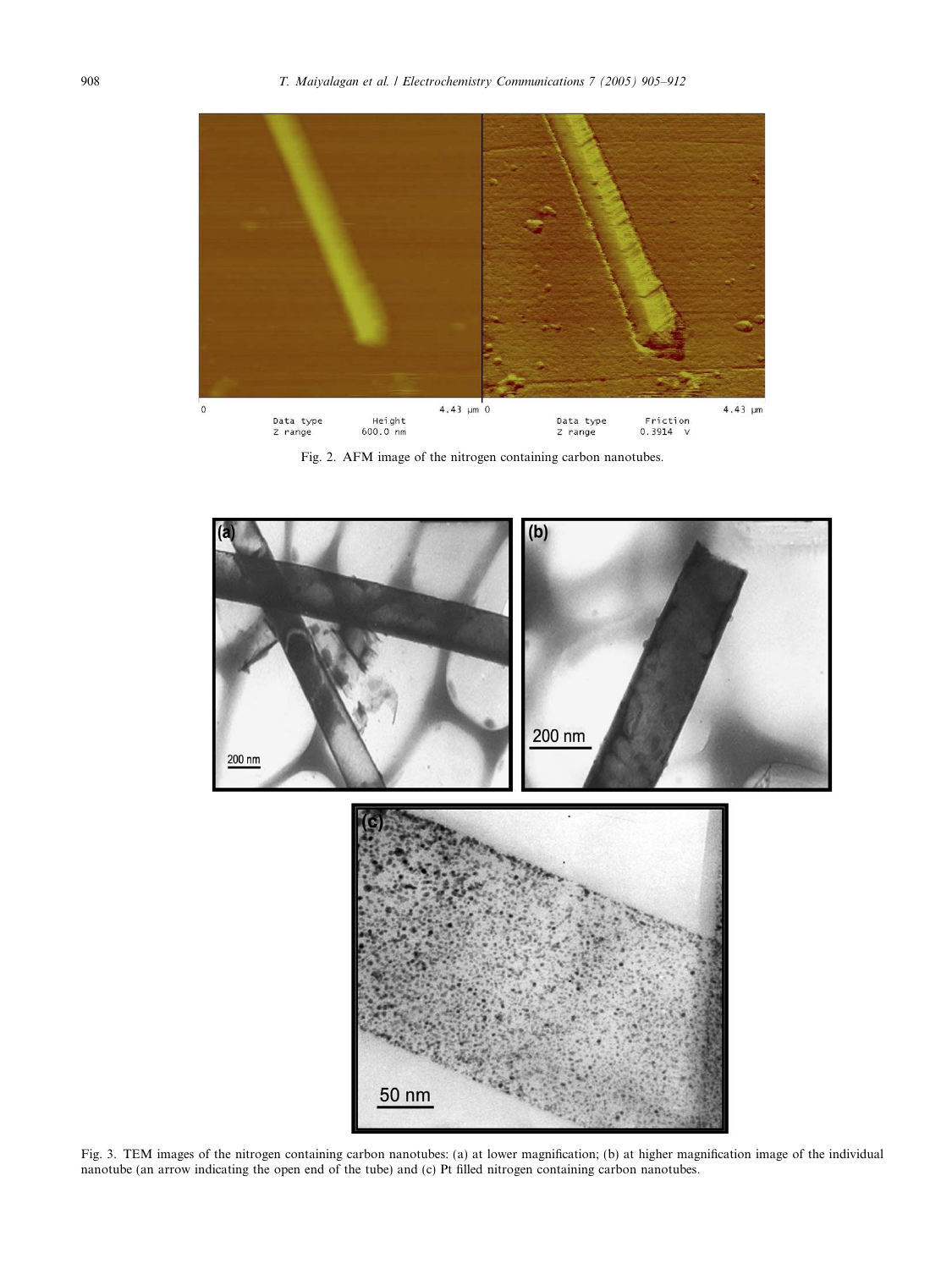Fig. 2. AFM image of the nitrogen containing carbon nanotubes.

Fig. 3. TEM images of the nitrogen containing carbon nanotubes: (a) at lower magnification; (b) at higher magnification image of the individual nanotube (an arrow indicating the open end of the tube) and (c) Pt filled nitrogen containing carbon nanotubes.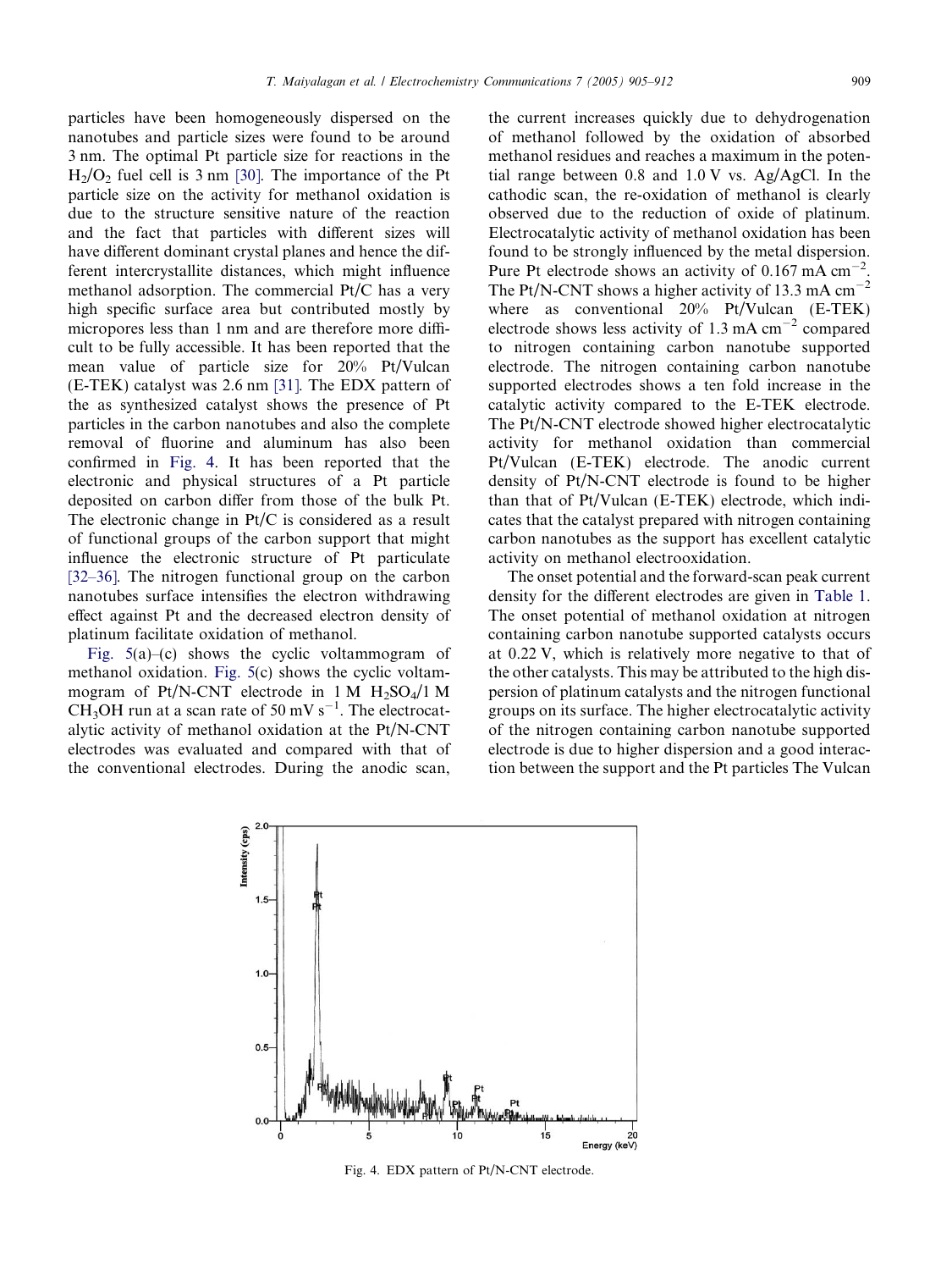particles have been homogeneously dispersed on the nanotubes and particle sizes were found to be around 3 nm. The optimal Pt particle size for reactions in the $H_2/O_2$ fuel cell is 3 nm [30]. The importance of the Pt particle size on the activity for methanol oxidation is due to the structure sensitive nature of the reaction and the fact that particles with different sizes will have different dominant crystal planes and hence the different intercrystallite distances, which might influence methanol adsorption. The commercial Pt/C has a very high specific surface area but contributed mostly by micropores less than 1 nm and are therefore more difficult to be fully accessible. It has been reported that the mean value of particle size for 20% Pt/Vulcan (E-TEK) catalyst was 2.6 nm [31]. The EDX pattern of the as synthesized catalyst shows the presence of Pt particles in the carbon nanotubes and also the complete removal of fluorine and aluminum has also been confirmed in Fig. 4. It has been reported that the electronic and physical structures of a Pt particle deposited on carbon differ from those of the bulk Pt. The electronic change in Pt/C is considered as a result of functional groups of the carbon support that might influence the electronic structure of Pt particulate [32–36]. The nitrogen functional group on the carbon nanotubes surface intensifies the electron withdrawing effect against Pt and the decreased electron density of platinum facilitate oxidation of methanol.

Fig. 5(a)–(c) shows the cyclic voltammogram of methanol oxidation. Fig. 5(c) shows the cyclic voltammogram of Pt/N-CNT electrode in 1 M $H_2SO_4$/1 M $CH_3OH$ run at a scan rate of 50 mV $s^{-1}$. The electrocatalytic activity of methanol oxidation at the Pt/N-CNT electrodes was evaluated and compared with that of the conventional electrodes. During the anodic scan, the current increases quickly due to dehydrogenation of methanol followed by the oxidation of absorbed methanol residues and reaches a maximum in the potential range between 0.8 and 1.0 V vs. Ag/AgCl. In the cathodic scan, the re-oxidation of methanol is clearly observed due to the reduction of oxide of platinum. Electrocatalytic activity of methanol oxidation has been found to be strongly influenced by the metal dispersion. Pure Pt electrode shows an activity of 0.167 mA $cm^{-2}$. The Pt/N-CNT shows a higher activity of 13.3 mA $cm^{-2}$ where as conventional 20% Pt/Vulcan (E-TEK) electrode shows less activity of 1.3 mA $cm^{-2}$ compared to nitrogen containing carbon nanotube supported electrode. The nitrogen containing carbon nanotube supported electrodes shows a ten fold increase in the catalytic activity compared to the E-TEK electrode. The Pt/N-CNT electrode showed higher electrocatalytic activity for methanol oxidation than commercial Pt/Vulcan (E-TEK) electrode. The anodic current density of Pt/N-CNT electrode is found to be higher than that of Pt/Vulcan (E-TEK) electrode, which indicates that the catalyst prepared with nitrogen containing carbon nanotubes as the support has excellent catalytic activity on methanol electrooxidation.

The onset potential and the forward-scan peak current density for the different electrodes are given in Table 1. The onset potential of methanol oxidation at nitrogen containing carbon nanotube supported catalysts occurs at 0.22 V, which is relatively more negative to that of the other catalysts. This may be attributed to the high dispersion of platinum catalysts and the nitrogen functional groups on its surface. The higher electrocatalytic activity of the nitrogen containing carbon nanotube supported electrode is due to higher dispersion and a good interaction between the support and the Pt particles The Vulcan

Fig. 4. EDX pattern of Pt/N-CNT electrode.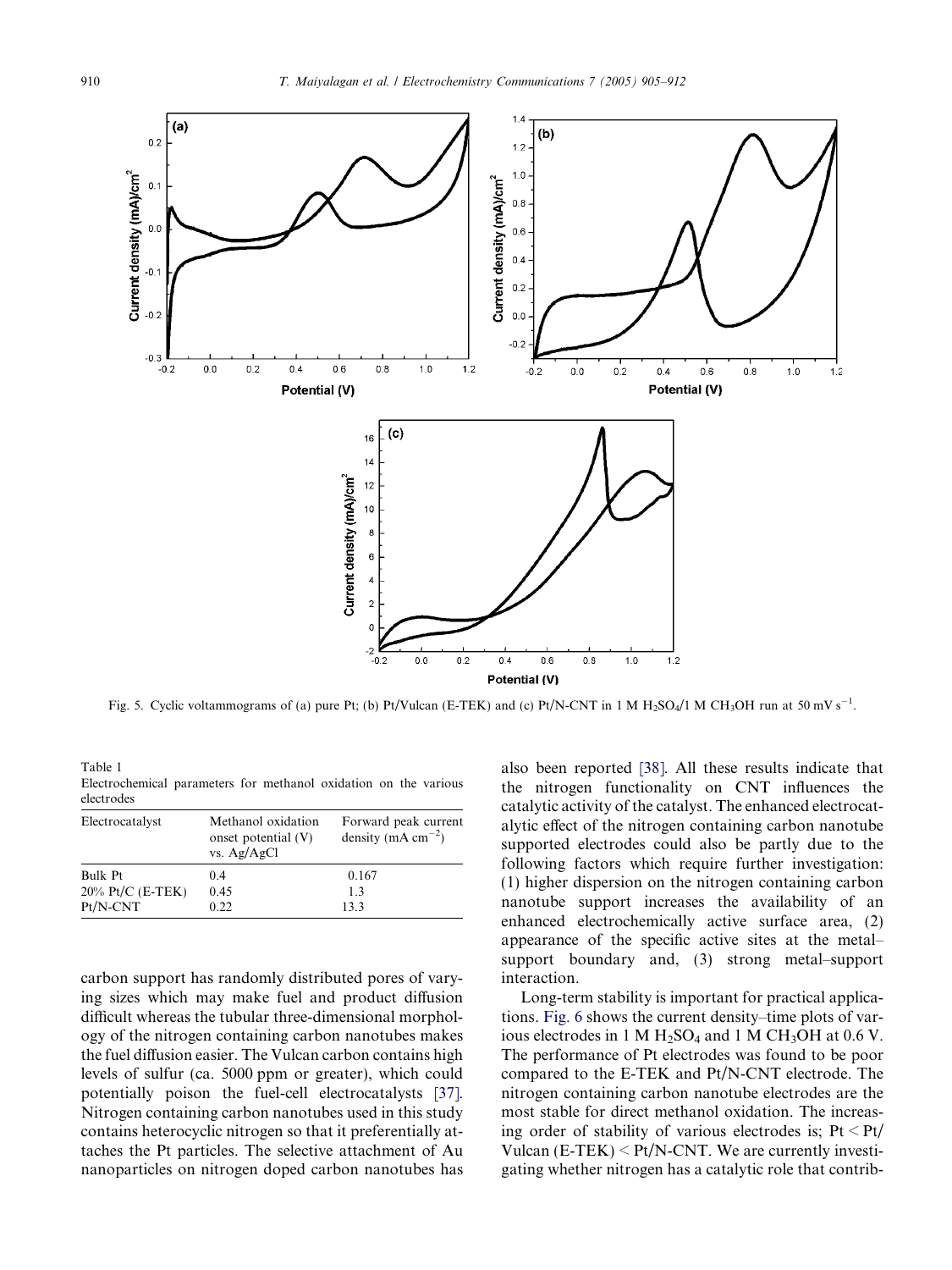Fig. 5. Cyclic voltammograms of (a) pure Pt; (b) Pt/Vulcan (E-TEK) and (c) Pt/N-CNT in 1 M $H_2SO_4$/1 M $CH_3OH$ run at 50 mV $s^{-1}$.

Table 1
Electrochemical parameters for methanol oxidation on the various electrodes

| Electrocatalyst | Methanol oxidation onset potential (V) vs. Ag/AgCl | Forward peak current density (mA $cm^{-2}$) |
|---|---|---|
| Bulk Pt | 0.4 | 0.167 |
| 20% Pt/C (E-TEK) | 0.45 | 1.3 |
| Pt/N-CNT | 0.22 | 13.3 |

carbon support has randomly distributed pores of varying sizes which may make fuel and product diffusion difficult whereas the tubular three-dimensional morphology of the nitrogen containing carbon nanotubes makes the fuel diffusion easier. The Vulcan carbon contains high levels of sulfur (ca. 5000 ppm or greater), which could potentially poison the fuel-cell electrocatalysts [37]. Nitrogen containing carbon nanotubes used in this study contains heterocyclic nitrogen so that it preferentially attaches the Pt particles. The selective attachment of Au nanoparticles on nitrogen doped carbon nanotubes has also been reported [38]. All these results indicate that the nitrogen functionality on CNT influences the catalytic activity of the catalyst. The enhanced electrocatalytic effect of the nitrogen containing carbon nanotube supported electrodes could also be partly due to the following factors which require further investigation: (1) higher dispersion on the nitrogen containing carbon nanotube support increases the availability of an enhanced electrochemically active surface area, (2) appearance of the specific active sites at the metal–support boundary and, (3) strong metal–support interaction.

Long-term stability is important for practical applications. Fig. 6 shows the current density–time plots of various electrodes in 1 M $H_2SO_4$ and 1 M $CH_3OH$ at 0.6 V. The performance of Pt electrodes was found to be poor compared to the E-TEK and Pt/N-CNT electrode. The nitrogen containing carbon nanotube electrodes are the most stable for direct methanol oxidation. The increasing order of stability of various electrodes is; Pt < Pt/Vulcan (E-TEK) < Pt/N-CNT. We are currently investigating whether nitrogen has a catalytic role that contrib-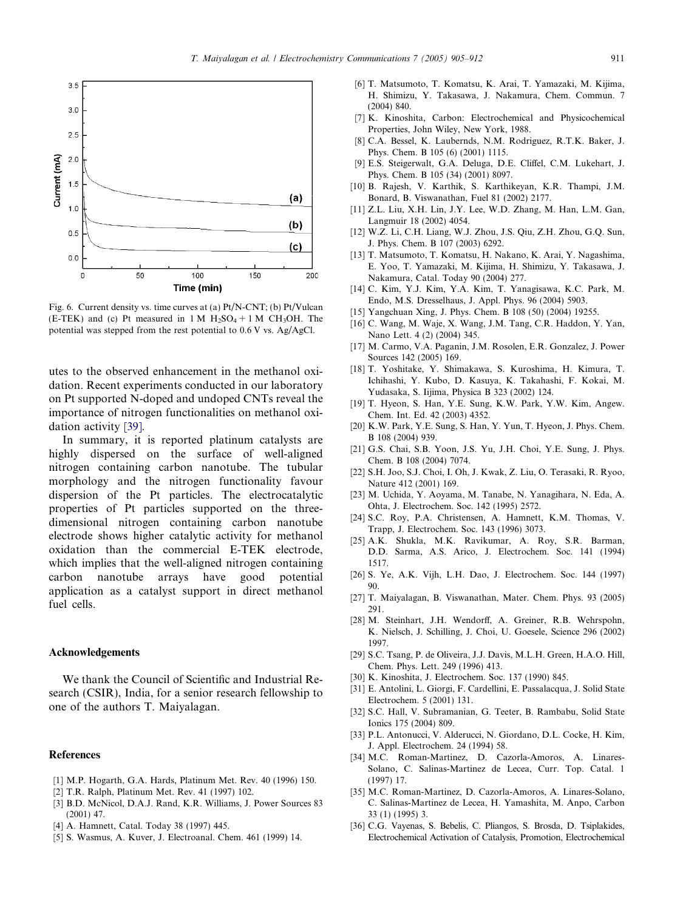Fig. 6. Current density vs. time curves at (a) Pt/N-CNT; (b) Pt/Vulcan (E-TEK) and (c) Pt measured in 1 M $H_2SO_4$ + 1 M $CH_3OH$. The potential was stepped from the rest potential to 0.6 V vs. Ag/AgCl.

utes to the observed enhancement in the methanol oxidation. Recent experiments conducted in our laboratory on Pt supported N-doped and undoped CNTs reveal the importance of nitrogen functionalities on methanol oxidation activity [39].

In summary, it is reported platinum catalysts are highly dispersed on the surface of well-aligned nitrogen containing carbon nanotube. The tubular morphology and the nitrogen functionality favour dispersion of the Pt particles. The electrocatalytic properties of Pt particles supported on the three-dimensional nitrogen containing carbon nanotube electrode shows higher catalytic activity for methanol oxidation than the commercial E-TEK electrode, which implies that the well-aligned nitrogen containing carbon nanotube arrays have good potential application as a catalyst support in direct methanol fuel cells.

## Acknowledgements

We thank the Council of Scientific and Industrial Research (CSIR), India, for a senior research fellowship to one of the authors T. Maiyalagan.

## References

[1] M.P. Hogarth, G.A. Hards, Platinum Met. Rev. 40 (1996) 150.
[2] T.R. Ralph, Platinum Met. Rev. 41 (1997) 102.
[3] B.D. McNicol, D.A.J. Rand, K.R. Williams, J. Power Sources 83 (2001) 47.
[4] A. Hamnett, Catal. Today 38 (1997) 445.
[5] S. Wasmus, A. Kuver, J. Electroanal. Chem. 461 (1999) 14.
[6] T. Matsumoto, T. Komatsu, K. Arai, T. Yamazaki, M. Kijima, H. Shimizu, Y. Takasawa, J. Nakamura, Chem. Commun. 7 (2004) 840.
[7] K. Kinoshita, Carbon: Electrochemical and Physicochemical Properties, John Wiley, New York, 1988.
[8] C.A. Bessel, K. Laubernds, N.M. Rodriguez, R.T.K. Baker, J. Phys. Chem. B 105 (6) (2001) 1115.
[9] E.S. Steigerwalt, G.A. Deluga, D.E. Cliffel, C.M. Lukehart, J. Phys. Chem. B 105 (34) (2001) 8097.
[10] B. Rajesh, V. Karthik, S. Karthikeyan, K.R. Thampi, J.M. Bonard, B. Viswanathan, Fuel 81 (2002) 2177.
[11] Z.L. Liu, X.H. Lin, J.Y. Lee, W.D. Zhang, M. Han, L.M. Gan, Langmuir 18 (2002) 4054.
[12] W.Z. Li, C.H. Liang, W.J. Zhou, J.S. Qiu, Z.H. Zhou, G.Q. Sun, J. Phys. Chem. B 107 (2003) 6292.
[13] T. Matsumoto, T. Komatsu, H. Nakano, K. Arai, Y. Nagashima, E. Yoo, T. Yamazaki, M. Kijima, H. Shimizu, Y. Takasawa, J. Nakamura, Catal. Today 90 (2004) 277.
[14] C. Kim, Y.J. Kim, Y.A. Kim, T. Yanagisawa, K.C. Park, M. Endo, M.S. Dresselhaus, J. Appl. Phys. 96 (2004) 5903.
[15] Yangchuan Xing, J. Phys. Chem. B 108 (50) (2004) 19255.
[16] C. Wang, M. Waje, X. Wang, J.M. Tang, C.R. Haddon, Y. Yan, Nano Lett. 4 (2) (2004) 345.
[17] M. Carmo, V.A. Paganin, J.M. Rosolen, E.R. Gonzalez, J. Power Sources 142 (2005) 169.
[18] T. Yoshitake, Y. Shimakawa, S. Kuroshima, H. Kimura, T. Ichihashi, Y. Kubo, D. Kasuya, K. Takahashi, F. Kokai, M. Yudasaka, S. Iijima, Physica B 323 (2002) 124.
[19] T. Hyeon, S. Han, Y.E. Sung, K.W. Park, Y.W. Kim, Angew. Chem. Int. Ed. 42 (2003) 4352.
[20] K.W. Park, Y.E. Sung, S. Han, Y. Yun, T. Hyeon, J. Phys. Chem. B 108 (2004) 939.
[21] G.S. Chai, S.B. Yoon, J.S. Yu, J.H. Choi, Y.E. Sung, J. Phys. Chem. B 108 (2004) 7074.
[22] S.H. Joo, S.J. Choi, I. Oh, J. Kwak, Z. Liu, O. Terasaki, R. Ryoo, Nature 412 (2001) 169.
[23] M. Uchida, Y. Aoyama, M. Tanabe, N. Yanagihara, N. Eda, A. Ohta, J. Electrochem. Soc. 142 (1995) 2572.
[24] S.C. Roy, P.A. Christensen, A. Hamnett, K.M. Thomas, V. Trapp, J. Electrochem. Soc. 143 (1996) 3073.
[25] A.K. Shukla, M.K. Ravikumar, A. Roy, S.R. Barman, D.D. Sarma, A.S. Arico, J. Electrochem. Soc. 141 (1994) 1517.
[26] S. Ye, A.K. Vijh, L.H. Dao, J. Electrochem. Soc. 144 (1997) 90.
[27] T. Maiyalagan, B. Viswanathan, Mater. Chem. Phys. 93 (2005) 291.
[28] M. Steinhart, J.H. Wendorff, A. Greiner, R.B. Wehrspohn, K. Nielsch, J. Schilling, J. Choi, U. Goesele, Science 296 (2002) 1997.
[29] S.C. Tsang, P. de Oliveira, J.J. Davis, M.L.H. Green, H.A.O. Hill, Chem. Phys. Lett. 249 (1996) 413.
[30] K. Kinoshita, J. Electrochem. Soc. 137 (1990) 845.
[31] E. Antolini, L. Giorgi, F. Cardellini, E. Passalacqua, J. Solid State Electrochem. 5 (2001) 131.
[32] S.C. Hall, V. Subramanian, G. Teeter, B. Rambabu, Solid State Ionics 175 (2004) 809.
[33] P.L. Antonucci, V. Alderucci, N. Giordano, D.L. Cocke, H. Kim, J. Appl. Electrochem. 24 (1994) 58.
[34] M.C. Roman-Martinez, D. Cazorla-Amoros, A. Linares-Solano, C. Salinas-Martinez de Lecea, Curr. Top. Catal. 1 (1997) 17.
[35] M.C. Roman-Martinez, D. Cazorla-Amoros, A. Linares-Solano, C. Salinas-Martinez de Lecea, H. Yamashita, M. Anpo, Carbon 33 (1) (1995) 3.
[36] C.G. Vayenas, S. Bebelis, C. Pliangos, S. Brosda, D. Tsiplakides, Electrochemical Activation of Catalysis, Promotion, Electrochemical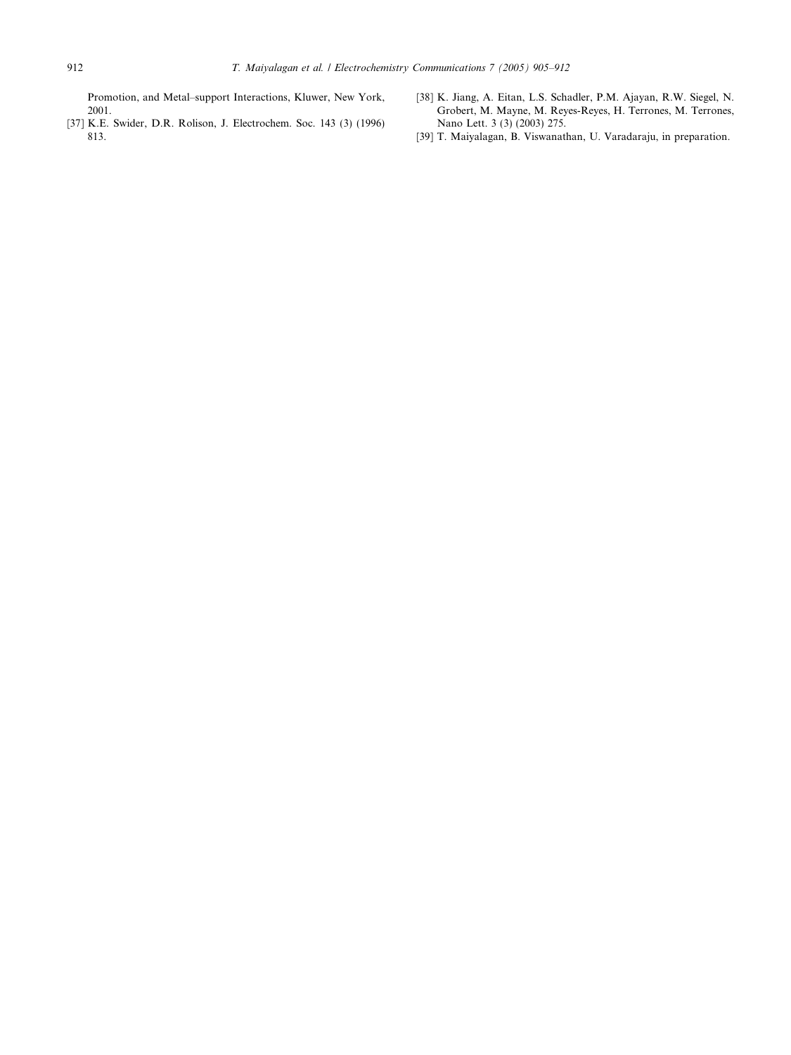Promotion, and Metal–support Interactions, Kluwer, New York, 2001.

[37] K.E. Swider, D.R. Rolison, J. Electrochem. Soc. 143 (3) (1996) 813.

[38] K. Jiang, A. Eitan, L.S. Schadler, P.M. Ajayan, R.W. Siegel, N. Grobert, M. Mayne, M. Reyes-Reyes, H. Terrones, M. Terrones, Nano Lett. 3 (3) (2003) 275.

[39] T. Maiyalagan, B. Viswanathan, U. Varadaraju, in preparation.